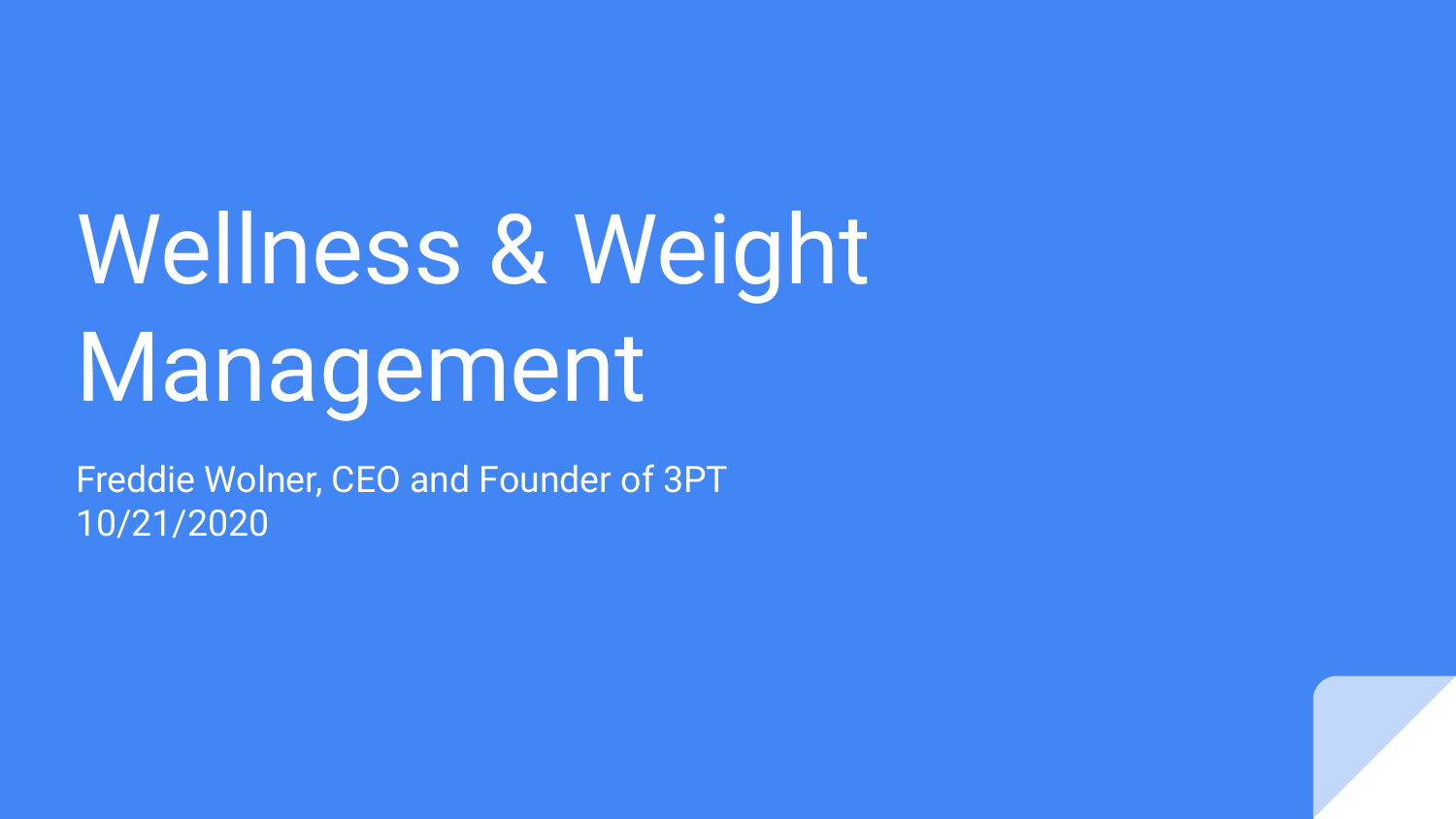# Wellness & Weight Management

Freddie Wolner, CEO and Founder of 3PT
10/21/2020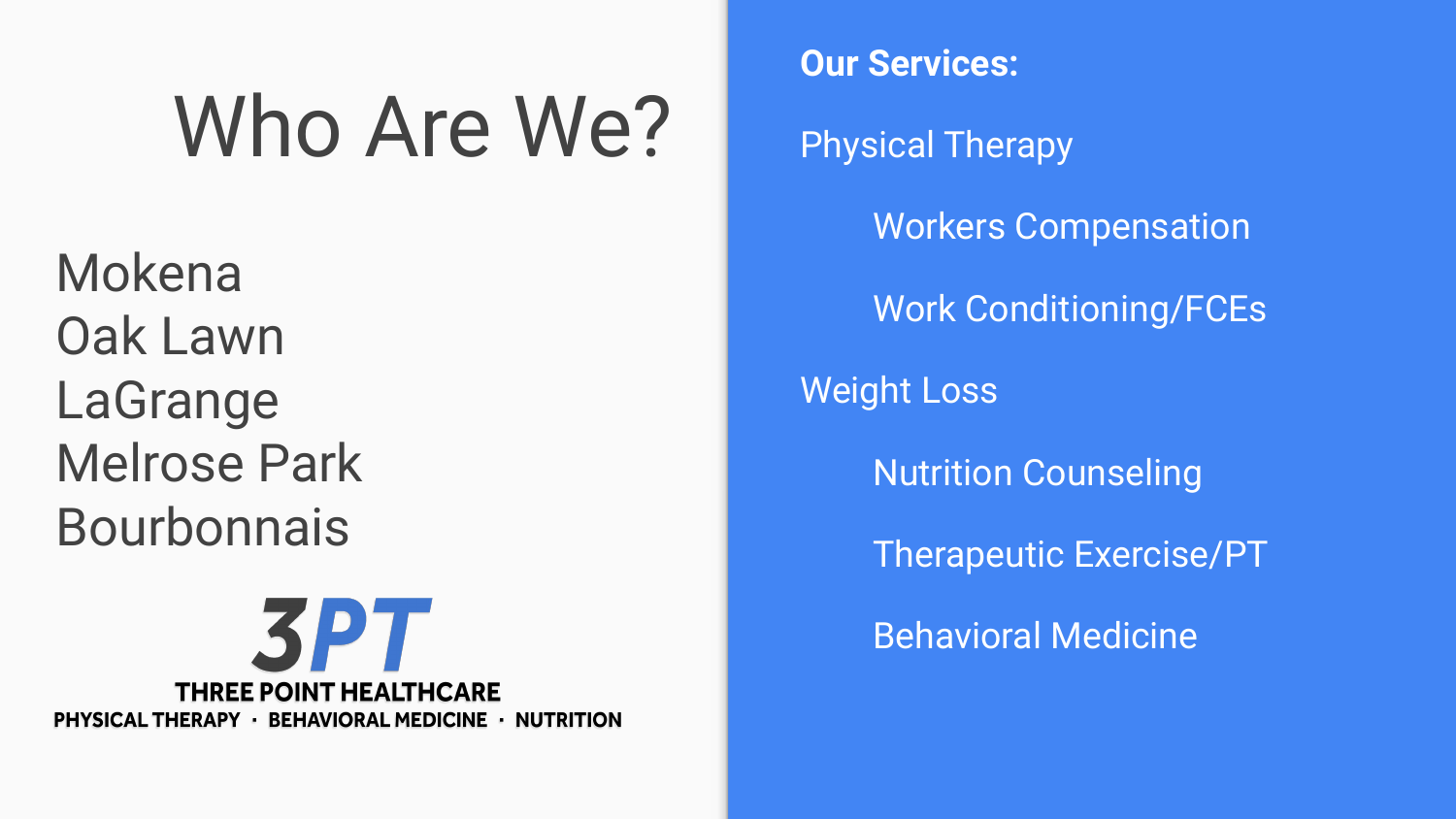# Who Are We?

Mokena
Oak Lawn
LaGrange
Melrose Park
Bourbonnais

3PT
THREE POINT HEALTHCARE
PHYSICAL THERAPY · BEHAVIORAL MEDICINE · NUTRITION

**Our Services:**

- Physical Therapy
  - Workers Compensation
  - Work Conditioning/FCEs
- Weight Loss
  - Nutrition Counseling
  - Therapeutic Exercise/PT
  - Behavioral Medicine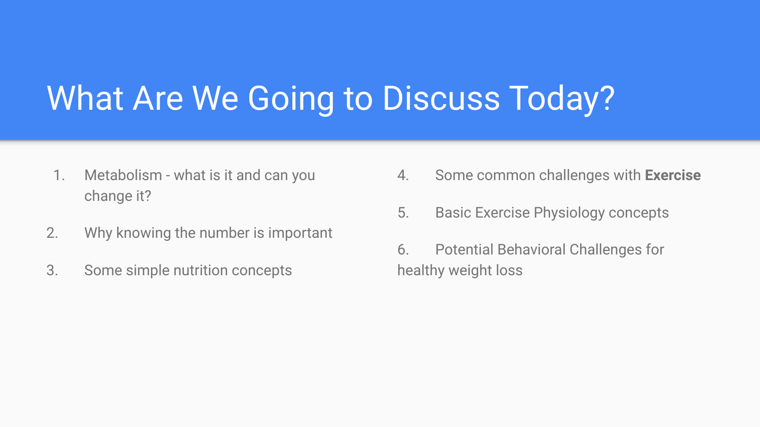# What Are We Going to Discuss Today?

1. Metabolism - what is it and can you change it?
2. Why knowing the number is important
3. Some simple nutrition concepts
4. Some common challenges with **Exercise**
5. Basic Exercise Physiology concepts
6. Potential Behavioral Challenges for healthy weight loss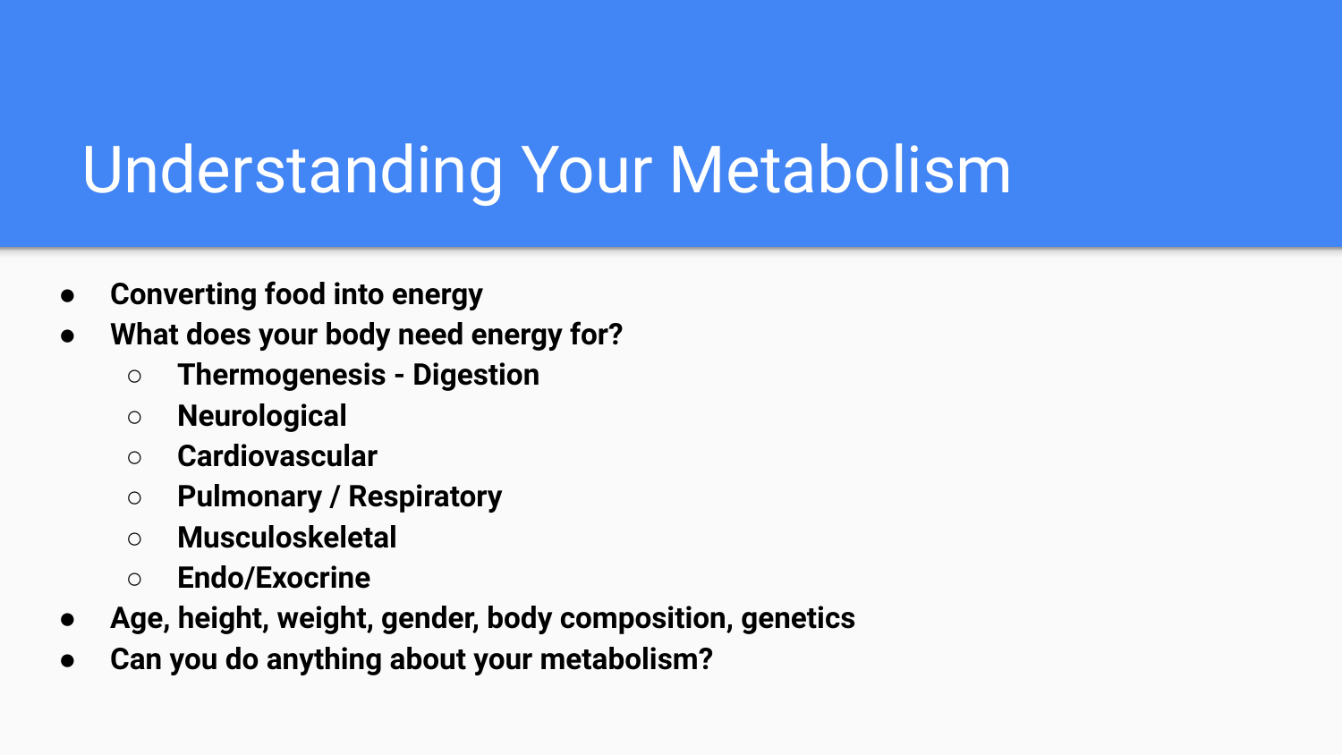# Understanding Your Metabolism

- **Converting food into energy**
- **What does your body need energy for?**
  - **Thermogenesis - Digestion**
  - **Neurological**
  - **Cardiovascular**
  - **Pulmonary / Respiratory**
  - **Musculoskeletal**
  - **Endo/Exocrine**
- **Age, height, weight, gender, body composition, genetics**
- **Can you do anything about your metabolism?**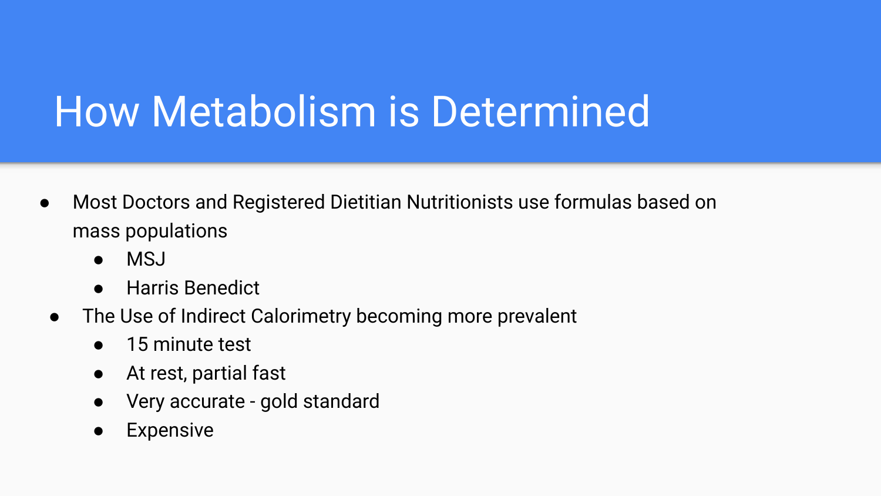# How Metabolism is Determined

- Most Doctors and Registered Dietitian Nutritionists use formulas based on mass populations
    - MSJ
    - Harris Benedict
- The Use of Indirect Calorimetry becoming more prevalent
    - 15 minute test
    - At rest, partial fast
    - Very accurate - gold standard
    - Expensive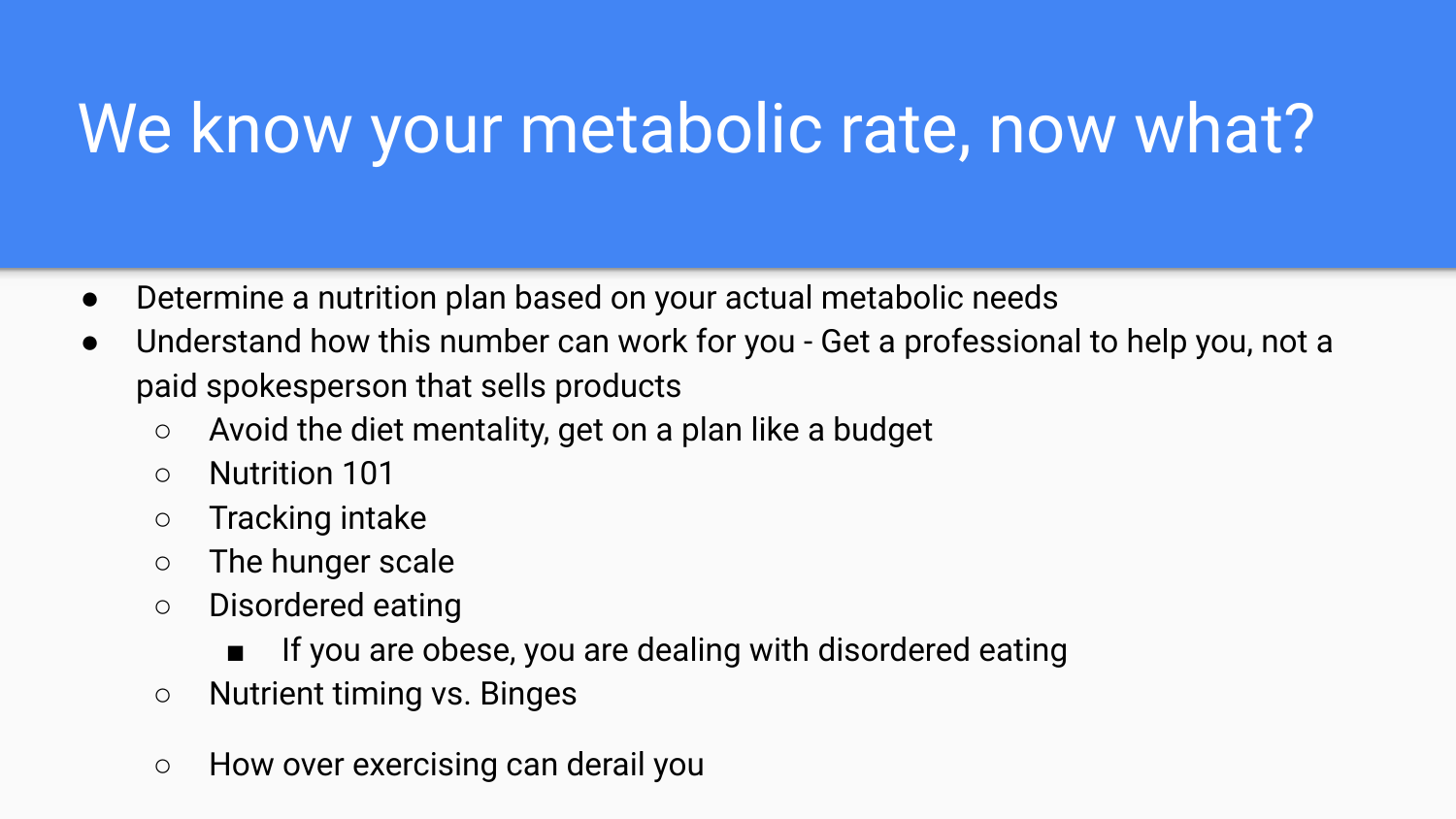# We know your metabolic rate, now what?

- Determine a nutrition plan based on your actual metabolic needs
- Understand how this number can work for you - Get a professional to help you, not a paid spokesperson that sells products
  - Avoid the diet mentality, get on a plan like a budget
  - Nutrition 101
  - Tracking intake
  - The hunger scale
  - Disordered eating
    - If you are obese, you are dealing with disordered eating
  - Nutrient timing vs. Binges
  - How over exercising can derail you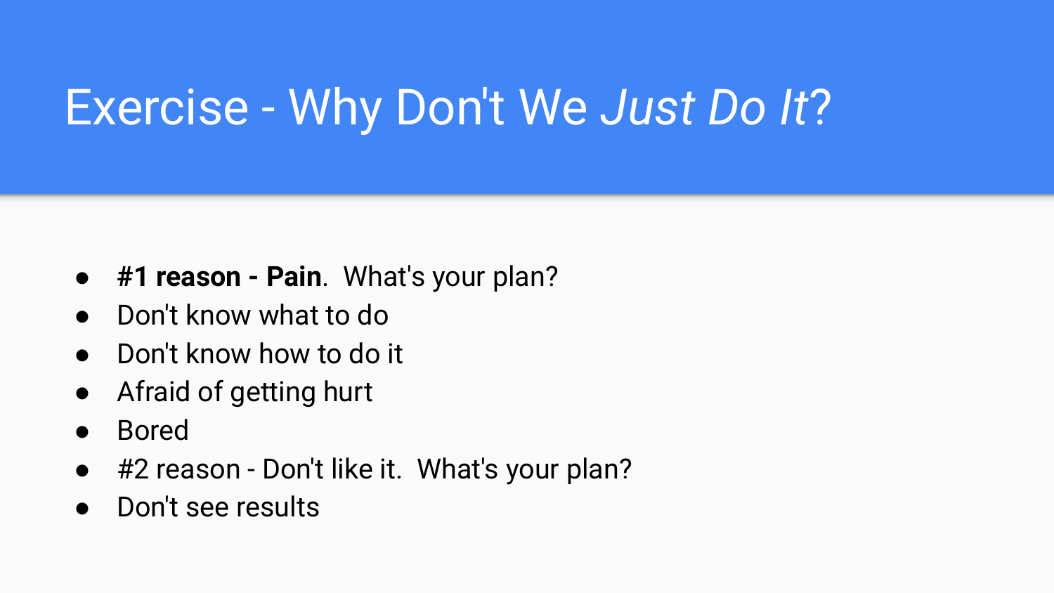# Exercise - Why Don't We *Just Do It*?

- **#1 reason - Pain**. What's your plan?
- Don't know what to do
- Don't know how to do it
- Afraid of getting hurt
- Bored
- #2 reason - Don't like it. What's your plan?
- Don't see results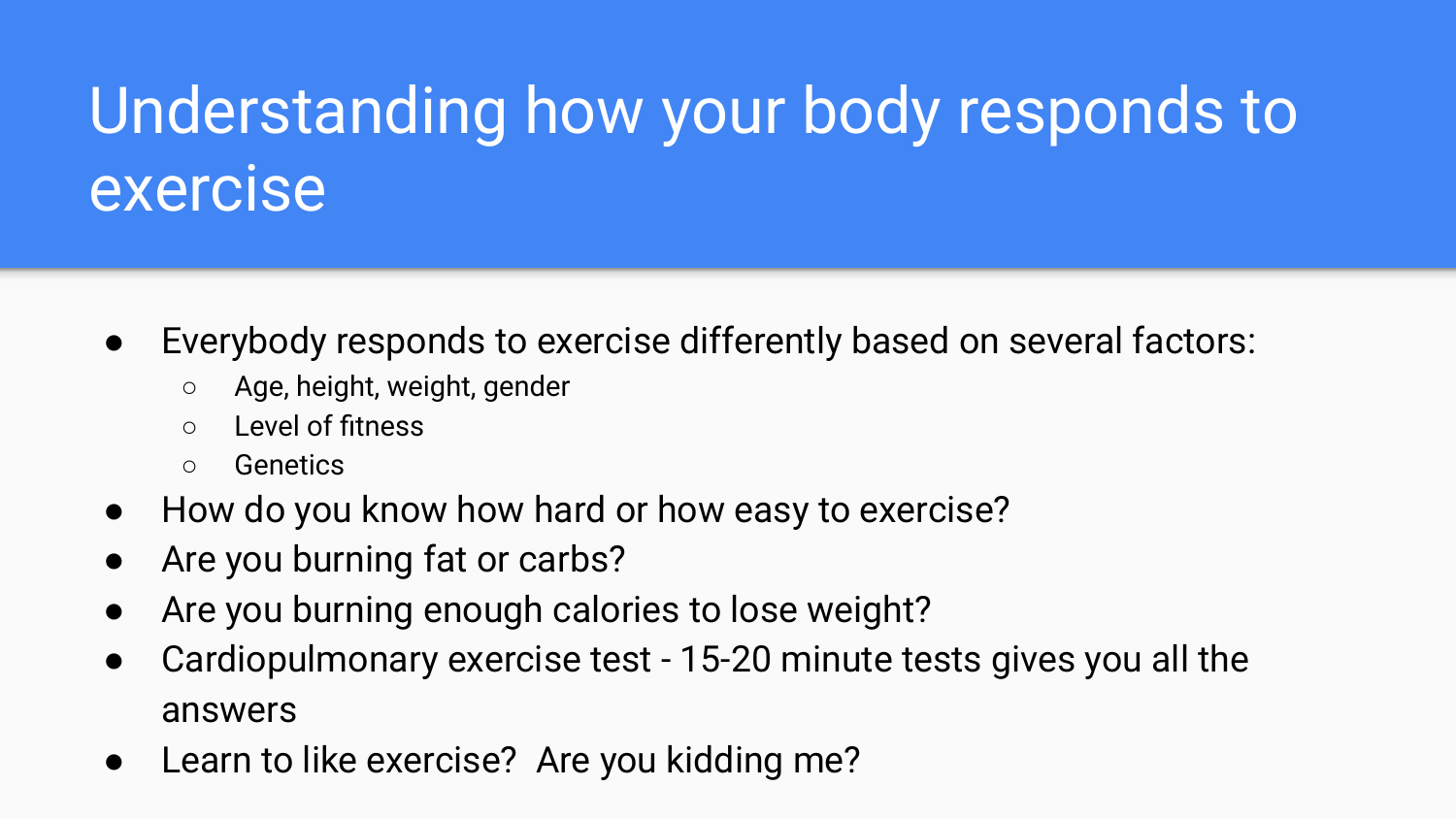# Understanding how your body responds to exercise

- Everybody responds to exercise differently based on several factors:
  - Age, height, weight, gender
  - Level of fitness
  - Genetics
- How do you know how hard or how easy to exercise?
- Are you burning fat or carbs?
- Are you burning enough calories to lose weight?
- Cardiopulmonary exercise test - 15-20 minute tests gives you all the answers
- Learn to like exercise?  Are you kidding me?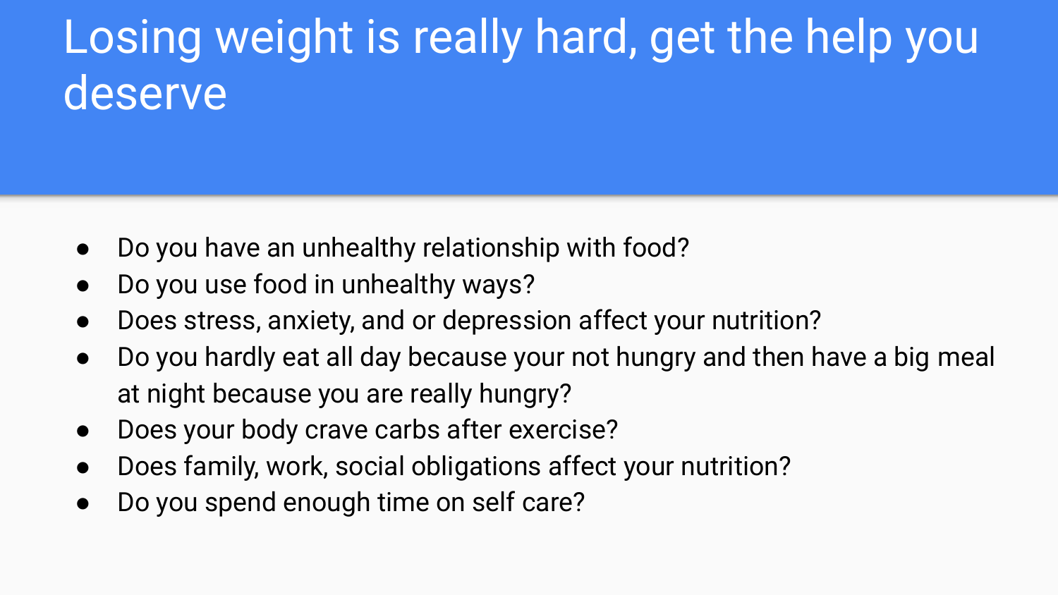# Losing weight is really hard, get the help you deserve

- Do you have an unhealthy relationship with food?
- Do you use food in unhealthy ways?
- Does stress, anxiety, and or depression affect your nutrition?
- Do you hardly eat all day because your not hungry and then have a big meal at night because you are really hungry?
- Does your body crave carbs after exercise?
- Does family, work, social obligations affect your nutrition?
- Do you spend enough time on self care?